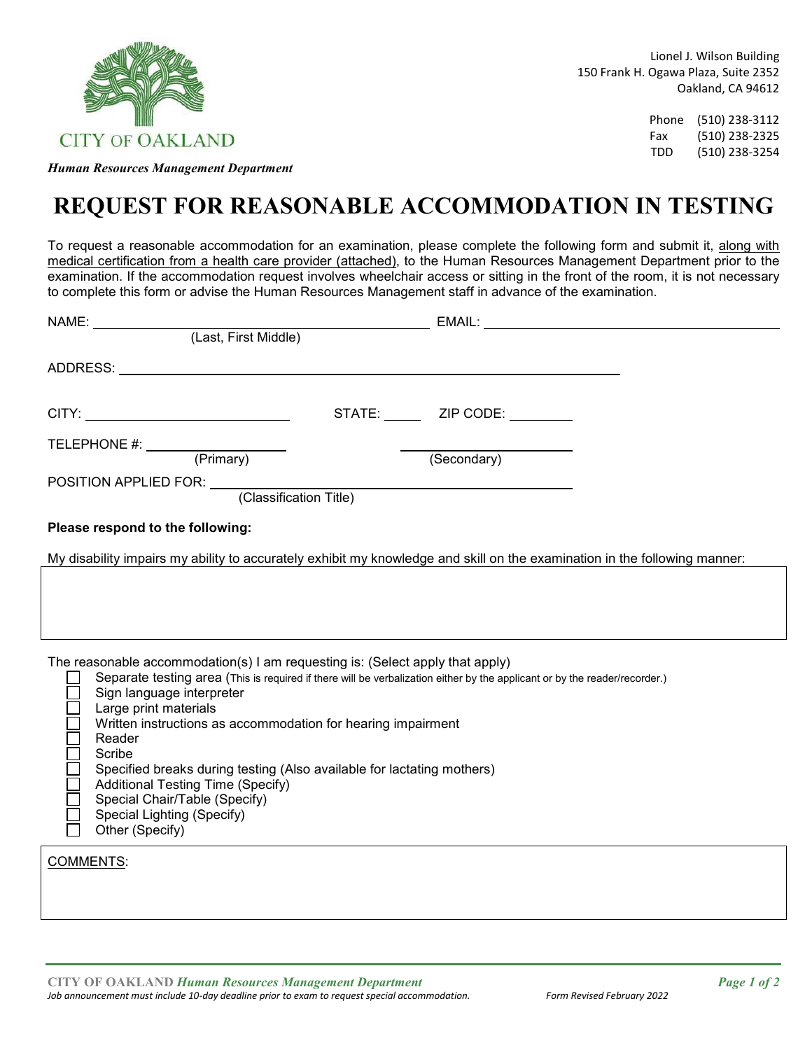CITY OF OAKLAND

*Human Resources Management Department*

Lionel J. Wilson Building
150 Frank H. Ogawa Plaza, Suite 2352
Oakland, CA 94612

Phone (510) 238-3112
Fax (510) 238-2325
TDD (510) 238-3254

# REQUEST FOR REASONABLE ACCOMMODATION IN TESTING

To request a reasonable accommodation for an examination, please complete the following form and submit it, along with medical certification from a health care provider (attached), to the Human Resources Management Department prior to the examination. If the accommodation request involves wheelchair access or sitting in the front of the room, it is not necessary to complete this form or advise the Human Resources Management staff in advance of the examination.

NAME: ______________________________ EMAIL: ______________________________
(Last, First Middle)

ADDRESS: ______________________________________________

CITY: ____________________ STATE: _____ ZIP CODE: ________

TELEPHONE #: ________________ ________________
(Primary) (Secondary)

POSITION APPLIED FOR: ______________________________
(Classification Title)

**Please respond to the following:**

My disability impairs my ability to accurately exhibit my knowledge and skill on the examination in the following manner:

The reasonable accommodation(s) I am requesting is: (Select apply that apply)

- ☐ Separate testing area (This is required if there will be verbalization either by the applicant or by the reader/recorder.)
- ☐ Sign language interpreter
- ☐ Large print materials
- ☐ Written instructions as accommodation for hearing impairment
- ☐ Reader
- ☐ Scribe
- ☐ Specified breaks during testing (Also available for lactating mothers)
- ☐ Additional Testing Time (Specify)
- ☐ Special Chair/Table (Specify)
- ☐ Special Lighting (Specify)
- ☐ Other (Specify)

COMMENTS:

*Job announcement must include 10-day deadline prior to exam to request special accommodation.*

*Form Revised February 2022*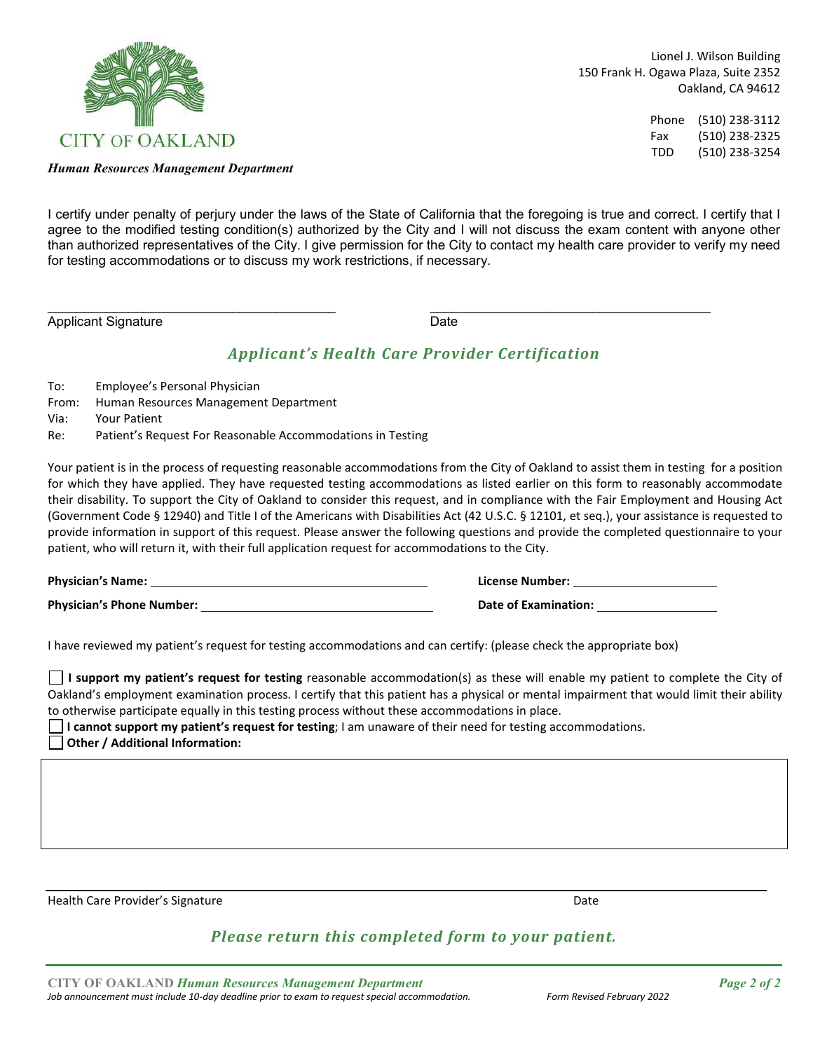CITY OF OAKLAND

*Human Resources Management Department*

Lionel J. Wilson Building
150 Frank H. Ogawa Plaza, Suite 2352
Oakland, CA 94612

Phone (510) 238-3112
Fax (510) 238-2325
TDD (510) 238-3254

I certify under penalty of perjury under the laws of the State of California that the foregoing is true and correct. I certify that I agree to the modified testing condition(s) authorized by the City and I will not discuss the exam content with anyone other than authorized representatives of the City. I give permission for the City to contact my health care provider to verify my need for testing accommodations or to discuss my work restrictions, if necessary.

______________________________________ ______________________________________
Applicant Signature Date

## *Applicant's Health Care Provider Certification*

To: Employee's Personal Physician
From: Human Resources Management Department
Via: Your Patient
Re: Patient's Request For Reasonable Accommodations in Testing

Your patient is in the process of requesting reasonable accommodations from the City of Oakland to assist them in testing for a position for which they have applied. They have requested testing accommodations as listed earlier on this form to reasonably accommodate their disability. To support the City of Oakland to consider this request, and in compliance with the Fair Employment and Housing Act (Government Code § 12940) and Title I of the Americans with Disabilities Act (42 U.S.C. § 12101, et seq.), your assistance is requested to provide information in support of this request. Please answer the following questions and provide the completed questionnaire to your patient, who will return it, with their full application request for accommodations to the City.

**Physician's Name:** ______________________________ **License Number:** ____________________

**Physician's Phone Number:** ____________________________ **Date of Examination:** ________________

I have reviewed my patient's request for testing accommodations and can certify: (please check the appropriate box)

☐ **I support my patient's request for testing** reasonable accommodation(s) as these will enable my patient to complete the City of Oakland's employment examination process. I certify that this patient has a physical or mental impairment that would limit their ability to otherwise participate equally in this testing process without these accommodations in place.

☐ **I cannot support my patient's request for testing**; I am unaware of their need for testing accommodations.

☐ **Other / Additional Information:**

______________________________________________________________________________
Health Care Provider's Signature Date

### *Please return this completed form to your patient.*

CITY OF OAKLAND *Human Resources Management Department*
*Job announcement must include 10-day deadline prior to exam to request special accommodation.* *Form Revised February 2022*